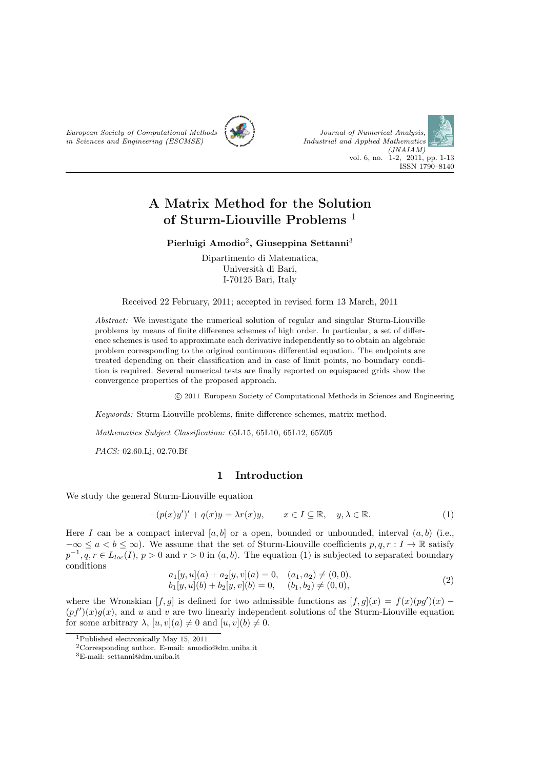# A Matrix Method for the Solution of Sturm-Liouville Problems [1]

**Pierluigi Amodio[2], Giuseppina Settanni[3]**

Dipartimento di Matematica,
Università di Bari,
I-70125 Bari, Italy

Received 22 February, 2011; accepted in revised form 13 March, 2011

*Abstract:* We investigate the numerical solution of regular and singular Sturm-Liouville problems by means of finite difference schemes of high order. In particular, a set of difference schemes is used to approximate each derivative independently so to obtain an algebraic problem corresponding to the original continuous differential equation. The endpoints are treated depending on their classification and in case of limit points, no boundary condition is required. Several numerical tests are finally reported on equispaced grids show the convergence properties of the proposed approach.

© 2011 European Society of Computational Methods in Sciences and Engineering

*Keywords:* Sturm-Liouville problems, finite difference schemes, matrix method.

*Mathematics Subject Classification:* 65L15, 65L10, 65L12, 65Z05

*PACS:* 02.60.Lj, 02.70.Bf

## 1 Introduction

We study the general Sturm-Liouville equation

$$-(p(x)y')' + q(x)y = \lambda r(x)y, \qquad x \in I \subseteq \mathbb{R}, \quad y, \lambda \in \mathbb{R}. \tag{1}$$

Here $I$ can be a compact interval $[a, b]$ or a open, bounded or unbounded, interval $(a, b)$ (i.e., $-\infty \le a < b \le \infty$). We assume that the set of Sturm-Liouville coefficients $p, q, r : I \to \mathbb{R}$ satisfy $p^{-1}, q, r \in L_{loc}(I)$, $p > 0$ and $r > 0$ in $(a, b)$. The equation (1) is subjected to separated boundary conditions

$$\begin{aligned} a_1[y, u](a) + a_2[y, v](a) = 0, &\quad (a_1, a_2) \neq (0, 0), \\ b_1[y, u](b) + b_2[y, v](b) = 0, &\quad (b_1, b_2) \neq (0, 0), \end{aligned} \tag{2}$$

where the Wronskian $[f, g]$ is defined for two admissible functions as $[f, g](x) = f(x)(pg')(x) - (pf')(x)g(x)$, and $u$ and $v$ are two linearly independent solutions of the Sturm-Liouville equation for some arbitrary $\lambda$, $[u, v](a) \neq 0$ and $[u, v](b) \neq 0$.

---

[1] Published electronically May 15, 2011

[2] Corresponding author. E-mail: amodio@dm.uniba.it

[3] E-mail: settanni@dm.uniba.it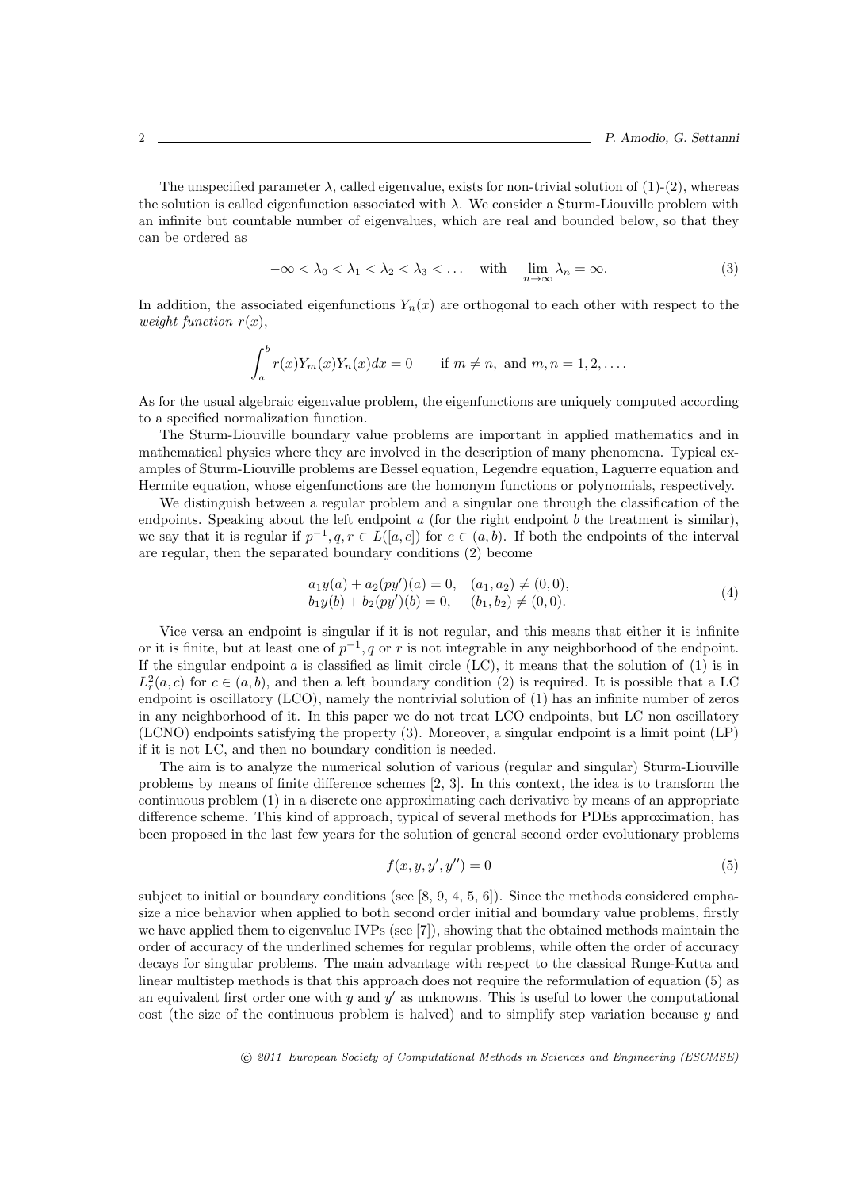The unspecified parameter $\lambda$, called eigenvalue, exists for non-trivial solution of (1)-(2), whereas the solution is called eigenfunction associated with $\lambda$. We consider a Sturm-Liouville problem with an infinite but countable number of eigenvalues, which are real and bounded below, so that they can be ordered as

$$-\infty < \lambda_0 < \lambda_1 < \lambda_2 < \lambda_3 < \dots \quad \text{with} \quad \lim_{n\to\infty} \lambda_n = \infty. \tag{3}$$

In addition, the associated eigenfunctions $Y_n(x)$ are orthogonal to each other with respect to the *weight function* $r(x)$,

$$\int_a^b r(x) Y_m(x) Y_n(x) dx = 0 \qquad \text{if } m \neq n, \text{ and } m,n = 1,2,\dots.$$

As for the usual algebraic eigenvalue problem, the eigenfunctions are uniquely computed according to a specified normalization function.

The Sturm-Liouville boundary value problems are important in applied mathematics and in mathematical physics where they are involved in the description of many phenomena. Typical examples of Sturm-Liouville problems are Bessel equation, Legendre equation, Laguerre equation and Hermite equation, whose eigenfunctions are the homonym functions or polynomials, respectively.

We distinguish between a regular problem and a singular one through the classification of the endpoints. Speaking about the left endpoint $a$ (for the right endpoint $b$ the treatment is similar), we say that it is regular if $p^{-1}, q, r \in L([a,c])$ for $c \in (a,b)$. If both the endpoints of the interval are regular, then the separated boundary conditions (2) become

$$\begin{array}{ll} a_1 y(a) + a_2 (py')(a) = 0, & (a_1,a_2) \neq (0,0), \\ b_1 y(b) + b_2 (py')(b) = 0, & (b_1,b_2) \neq (0,0). \end{array} \tag{4}$$

Vice versa an endpoint is singular if it is not regular, and this means that either it is infinite or it is finite, but at least one of $p^{-1}, q$ or $r$ is not integrable in any neighborhood of the endpoint. If the singular endpoint $a$ is classified as limit circle (LC), it means that the solution of (1) is in $L^2_r(a,c)$ for $c \in (a,b)$, and then a left boundary condition (2) is required. It is possible that a LC endpoint is oscillatory (LCO), namely the nontrivial solution of (1) has an infinite number of zeros in any neighborhood of it. In this paper we do not treat LCO endpoints, but LC non oscillatory (LCNO) endpoints satisfying the property (3). Moreover, a singular endpoint is a limit point (LP) if it is not LC, and then no boundary condition is needed.

The aim is to analyze the numerical solution of various (regular and singular) Sturm-Liouville problems by means of finite difference schemes [2, 3]. In this context, the idea is to transform the continuous problem (1) in a discrete one approximating each derivative by means of an appropriate difference scheme. This kind of approach, typical of several methods for PDEs approximation, has been proposed in the last few years for the solution of general second order evolutionary problems

$$f(x, y, y', y'') = 0 \tag{5}$$

subject to initial or boundary conditions (see [8, 9, 4, 5, 6]). Since the methods considered emphasize a nice behavior when applied to both second order initial and boundary value problems, firstly we have applied them to eigenvalue IVPs (see [7]), showing that the obtained methods maintain the order of accuracy of the underlined schemes for regular problems, while often the order of accuracy decays for singular problems. The main advantage with respect to the classical Runge-Kutta and linear multistep methods is that this approach does not require the reformulation of equation (5) as an equivalent first order one with $y$ and $y'$ as unknowns. This is useful to lower the computational cost (the size of the continuous problem is halved) and to simplify step variation because $y$ and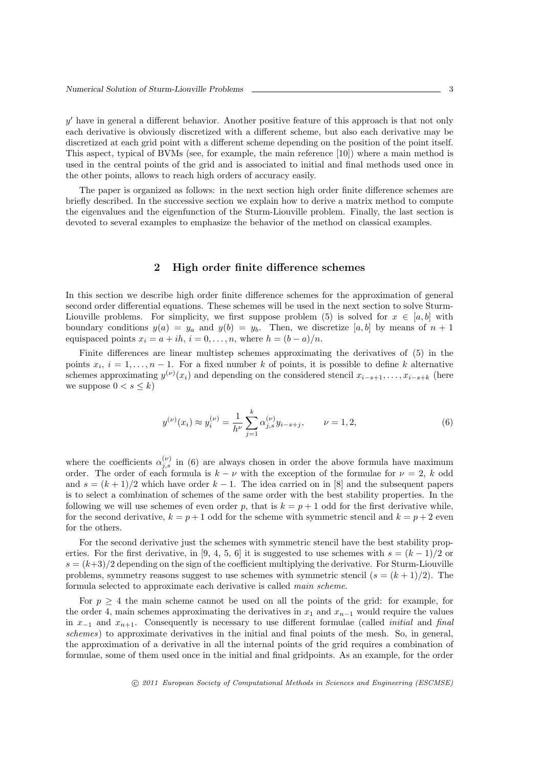$y'$ have in general a different behavior. Another positive feature of this approach is that not only each derivative is obviously discretized with a different scheme, but also each derivative may be discretized at each grid point with a different scheme depending on the position of the point itself. This aspect, typical of BVMs (see, for example, the main reference [10]) where a main method is used in the central points of the grid and is associated to initial and final methods used once in the other points, allows to reach high orders of accuracy easily.

The paper is organized as follows: in the next section high order finite difference schemes are briefly described. In the successive section we explain how to derive a matrix method to compute the eigenvalues and the eigenfunction of the Sturm-Liouville problem. Finally, the last section is devoted to several examples to emphasize the behavior of the method on classical examples.

## 2 High order finite difference schemes

In this section we describe high order finite difference schemes for the approximation of general second order differential equations. These schemes will be used in the next section to solve Sturm-Liouville problems. For simplicity, we first suppose problem (5) is solved for $x \in [a, b]$ with boundary conditions $y(a) = y_a$ and $y(b) = y_b$. Then, we discretize $[a, b]$ by means of $n + 1$ equispaced points $x_i = a + ih$, $i = 0, \ldots, n$, where $h = (b - a)/n$.

Finite differences are linear multistep schemes approximating the derivatives of (5) in the points $x_i$, $i = 1, \ldots, n - 1$. For a fixed number $k$ of points, it is possible to define $k$ alternative schemes approximating $y^{(\nu)}(x_i)$ and depending on the considered stencil $x_{i-s+1}, \ldots, x_{i-s+k}$ (here we suppose $0 < s \leq k$)

$$y^{(\nu)}(x_i) \approx y_i^{(\nu)} = \frac{1}{h^\nu} \sum_{j=1}^{k} \alpha_{j,s}^{(\nu)} y_{i-s+j}, \qquad \nu = 1, 2, \tag{6}$$

where the coefficients $\alpha_{j,s}^{(\nu)}$ in (6) are always chosen in order the above formula have maximum order. The order of each formula is $k - \nu$ with the exception of the formulae for $\nu = 2$, $k$ odd and $s = (k + 1)/2$ which have order $k - 1$. The idea carried on in [8] and the subsequent papers is to select a combination of schemes of the same order with the best stability properties. In the following we will use schemes of even order $p$, that is $k = p + 1$ odd for the first derivative while, for the second derivative, $k = p + 1$ odd for the scheme with symmetric stencil and $k = p + 2$ even for the others.

For the second derivative just the schemes with symmetric stencil have the best stability properties. For the first derivative, in [9, 4, 5, 6] it is suggested to use schemes with $s = (k - 1)/2$ or $s = (k+3)/2$ depending on the sign of the coefficient multiplying the derivative. For Sturm-Liouville problems, symmetry reasons suggest to use schemes with symmetric stencil ($s = (k + 1)/2$). The formula selected to approximate each derivative is called *main scheme*.

For $p \geq 4$ the main scheme cannot be used on all the points of the grid: for example, for the order 4, main schemes approximating the derivatives in $x_1$ and $x_{n-1}$ would require the values in $x_{-1}$ and $x_{n+1}$. Consequently is necessary to use different formulae (called *initial* and *final schemes*) to approximate derivatives in the initial and final points of the mesh. So, in general, the approximation of a derivative in all the internal points of the grid requires a combination of formulae, some of them used once in the initial and final gridpoints. As an example, for the order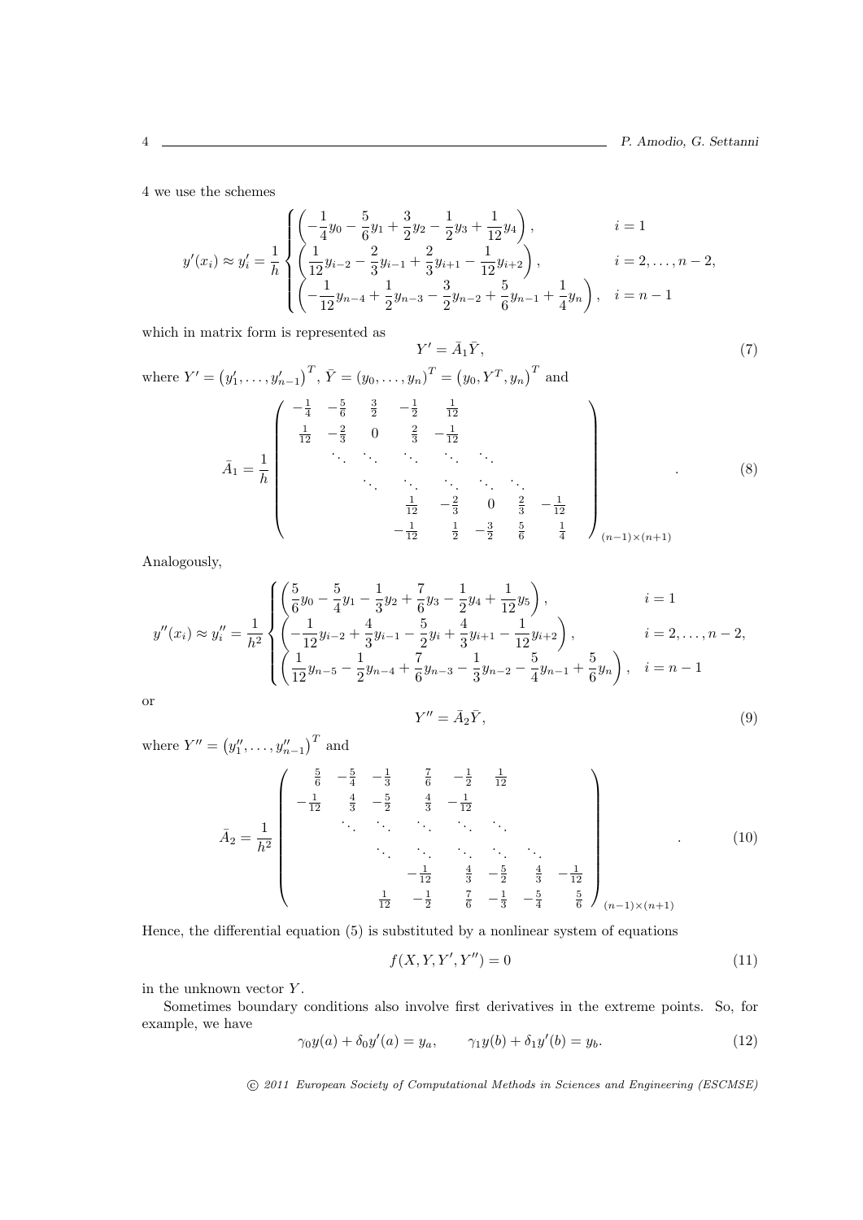4 we use the schemes

$$
y'(x_i) \approx y'_i = \frac{1}{h} \begin{cases} \left( -\frac{1}{4}y_0 - \frac{5}{6}y_1 + \frac{3}{2}y_2 - \frac{1}{2}y_3 + \frac{1}{12}y_4 \right), & i = 1 \\ \left( \frac{1}{12}y_{i-2} - \frac{2}{3}y_{i-1} + \frac{2}{3}y_{i+1} - \frac{1}{12}y_{i+2} \right), & i = 2, \dots, n-2, \\ \left( -\frac{1}{12}y_{n-4} + \frac{1}{2}y_{n-3} - \frac{3}{2}y_{n-2} + \frac{5}{6}y_{n-1} + \frac{1}{4}y_n \right), & i = n-1 \end{cases}
$$

which in matrix form is represented as

$$
Y' = \bar{A}_1 \bar{Y}, \tag{7}
$$

where $Y' = \left( y'_1, \dots, y'_{n-1} \right)^T$, $\bar{Y} = (y_0, \dots, y_n)^T = \left( y_0, Y^T, y_n \right)^T$ and

$$
\bar{A}_1 = \frac{1}{h} \begin{pmatrix} -\frac{1}{4} & -\frac{5}{6} & \frac{3}{2} & -\frac{1}{2} & \frac{1}{12} & & & \\ \frac{1}{12} & -\frac{2}{3} & 0 & \frac{2}{3} & -\frac{1}{12} & & & \\ & \ddots & \ddots & \ddots & \ddots & \ddots & & \\ & & \ddots & \ddots & \ddots & \ddots & \ddots & \\ & & & \frac{1}{12} & -\frac{2}{3} & 0 & \frac{2}{3} & -\frac{1}{12} \\ & & & -\frac{1}{12} & \frac{1}{2} & -\frac{3}{2} & \frac{5}{6} & \frac{1}{4} \end{pmatrix}_{(n-1)\times(n+1)}. \tag{8}
$$

Analogously,

$$
y''(x_i) \approx y''_i = \frac{1}{h^2} \begin{cases} \left( \frac{5}{6}y_0 - \frac{5}{4}y_1 - \frac{1}{3}y_2 + \frac{7}{6}y_3 - \frac{1}{2}y_4 + \frac{1}{12}y_5 \right), & i = 1 \\ \left( -\frac{1}{12}y_{i-2} + \frac{4}{3}y_{i-1} - \frac{5}{2}y_i + \frac{4}{3}y_{i+1} - \frac{1}{12}y_{i+2} \right), & i = 2, \dots, n-2, \\ \left( \frac{1}{12}y_{n-5} - \frac{1}{2}y_{n-4} + \frac{7}{6}y_{n-3} - \frac{1}{3}y_{n-2} - \frac{5}{4}y_{n-1} + \frac{5}{6}y_n \right), & i = n-1 \end{cases}
$$

or

$$
Y'' = \bar{A}_2 \bar{Y}, \tag{9}
$$

where $Y'' = \left( y''_1, \dots, y''_{n-1} \right)^T$ and

$$
\bar{A}_2 = \frac{1}{h^2} \begin{pmatrix} \frac{5}{6} & -\frac{5}{4} & -\frac{1}{3} & \frac{7}{6} & -\frac{1}{2} & \frac{1}{12} & & \\ -\frac{1}{12} & \frac{4}{3} & -\frac{5}{2} & \frac{4}{3} & -\frac{1}{12} & & & \\ & \ddots & \ddots & \ddots & \ddots & \ddots & & \\ & & \ddots & \ddots & \ddots & \ddots & \ddots & \\ & & & -\frac{1}{12} & \frac{4}{3} & -\frac{5}{2} & \frac{4}{3} & -\frac{1}{12} \\ & & \frac{1}{12} & -\frac{1}{2} & \frac{7}{6} & -\frac{1}{3} & -\frac{5}{4} & \frac{5}{6} \end{pmatrix}_{(n-1)\times(n+1)}. \tag{10}
$$

Hence, the differential equation (5) is substituted by a nonlinear system of equations

$$
f(X, Y, Y', Y'') = 0 \tag{11}
$$

in the unknown vector $Y$.

Sometimes boundary conditions also involve first derivatives in the extreme points. So, for example, we have

$$
\gamma_0 y(a) + \delta_0 y'(a) = y_a, \qquad \gamma_1 y(b) + \delta_1 y'(b) = y_b. \tag{12}
$$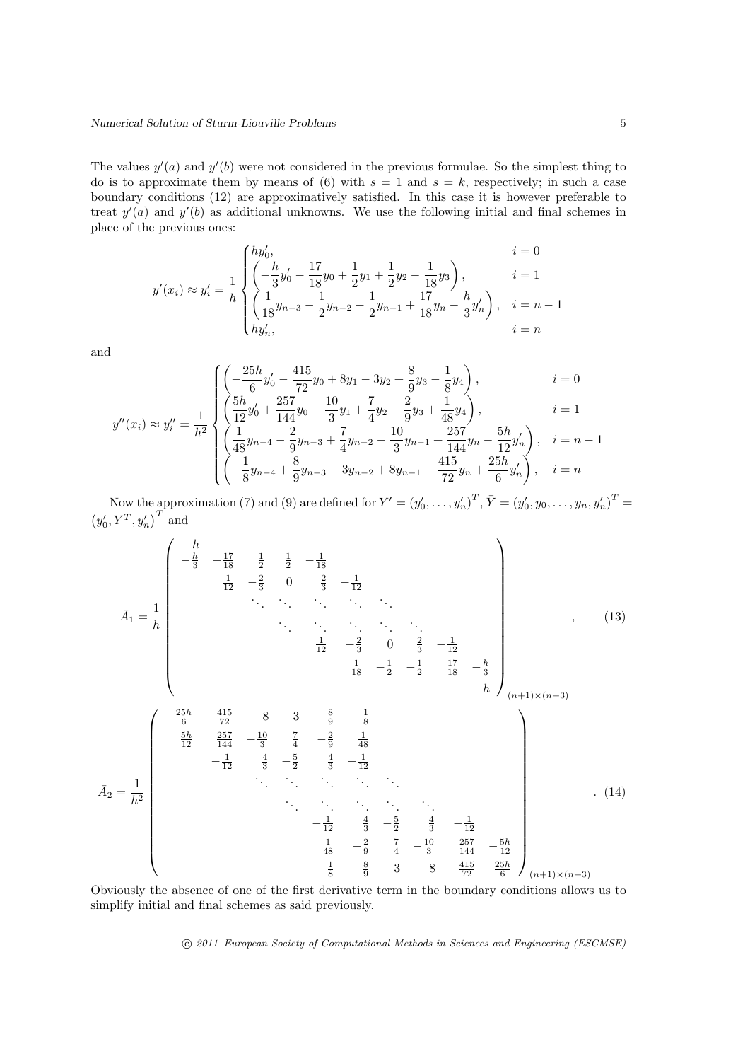The values $y'(a)$ and $y'(b)$ were not considered in the previous formulae. So the simplest thing to do is to approximate them by means of (6) with $s = 1$ and $s = k$, respectively; in such a case boundary conditions (12) are approximatively satisfied. In this case it is however preferable to treat $y'(a)$ and $y'(b)$ as additional unknowns. We use the following initial and final schemes in place of the previous ones:

$$
y'(x_i) \approx y'_i = \frac{1}{h} \begin{cases} hy'_0, & i = 0 \\ \left( -\dfrac{h}{3}y'_0 - \dfrac{17}{18}y_0 + \dfrac{1}{2}y_1 + \dfrac{1}{2}y_2 - \dfrac{1}{18}y_3 \right), & i = 1 \\ \left( \dfrac{1}{18}y_{n-3} - \dfrac{1}{2}y_{n-2} - \dfrac{1}{2}y_{n-1} + \dfrac{17}{18}y_n - \dfrac{h}{3}y'_n \right), & i = n-1 \\ hy'_n, & i = n \end{cases}
$$

and

$$
y''(x_i) \approx y''_i = \frac{1}{h^2} \begin{cases} \left( -\dfrac{25h}{6}y'_0 - \dfrac{415}{72}y_0 + 8y_1 - 3y_2 + \dfrac{8}{9}y_3 - \dfrac{1}{8}y_4 \right), & i = 0 \\ \left( \dfrac{5h}{12}y'_0 + \dfrac{257}{144}y_0 - \dfrac{10}{3}y_1 + \dfrac{7}{4}y_2 - \dfrac{2}{9}y_3 + \dfrac{1}{48}y_4 \right), & i = 1 \\ \left( \dfrac{1}{48}y_{n-4} - \dfrac{2}{9}y_{n-3} + \dfrac{7}{4}y_{n-2} - \dfrac{10}{3}y_{n-1} + \dfrac{257}{144}y_n - \dfrac{5h}{12}y'_n \right), & i = n-1 \\ \left( -\dfrac{1}{8}y_{n-4} + \dfrac{8}{9}y_{n-3} - 3y_{n-2} + 8y_{n-1} - \dfrac{415}{72}y_n + \dfrac{25h}{6}y'_n \right), & i = n \end{cases}
$$

Now the approximation (7) and (9) are defined for $Y' = (y'_0, \dots, y'_n)^T$, $\bar{Y} = (y'_0, y_0, \dots, y_n, y'_n)^T = (y'_0, Y^T, y'_n)^T$ and

$$
\bar{A}_1 = \frac{1}{h} \begin{pmatrix} h & & & & & & & & \\ -\frac{h}{3} & -\frac{17}{18} & \frac{1}{2} & \frac{1}{2} & -\frac{1}{18} & & & & \\ & \frac{1}{12} & -\frac{2}{3} & 0 & \frac{2}{3} & -\frac{1}{12} & & & \\ & & \ddots & \ddots & \ddots & \ddots & \ddots & & \\ & & & \ddots & \ddots & \ddots & \ddots & \ddots & \\ & & & & \frac{1}{12} & -\frac{2}{3} & 0 & \frac{2}{3} & -\frac{1}{12} \\ & & & & & \frac{1}{18} & -\frac{1}{2} & -\frac{1}{2} & \frac{17}{18} & -\frac{h}{3} \\ & & & & & & & & & h \end{pmatrix}_{(n+1)\times(n+3)}, \tag{13}
$$

$$
\bar{A}_2 = \frac{1}{h^2} \begin{pmatrix} -\frac{25h}{6} & -\frac{415}{72} & 8 & -3 & \frac{8}{9} & \frac{1}{8} & & & & \\ \frac{5h}{12} & \frac{257}{144} & -\frac{10}{3} & \frac{7}{4} & -\frac{2}{9} & \frac{1}{48} & & & & \\ & -\frac{1}{12} & \frac{4}{3} & -\frac{5}{2} & \frac{4}{3} & -\frac{1}{12} & & & & \\ & & \ddots & \ddots & \ddots & \ddots & \ddots & & & \\ & & & \ddots & \ddots & \ddots & \ddots & \ddots & & \\ & & & & -\frac{1}{12} & \frac{4}{3} & -\frac{5}{2} & \frac{4}{3} & -\frac{1}{12} & \\ & & & & \frac{1}{48} & -\frac{2}{9} & \frac{7}{4} & -\frac{10}{3} & \frac{257}{144} & -\frac{5h}{12} \\ & & & & -\frac{1}{8} & \frac{8}{9} & -3 & 8 & -\frac{415}{72} & \frac{25h}{6} \end{pmatrix}_{(n+1)\times(n+3)}. \tag{14}
$$

Obviously the absence of one of the first derivative term in the boundary conditions allows us to simplify initial and final schemes as said previously.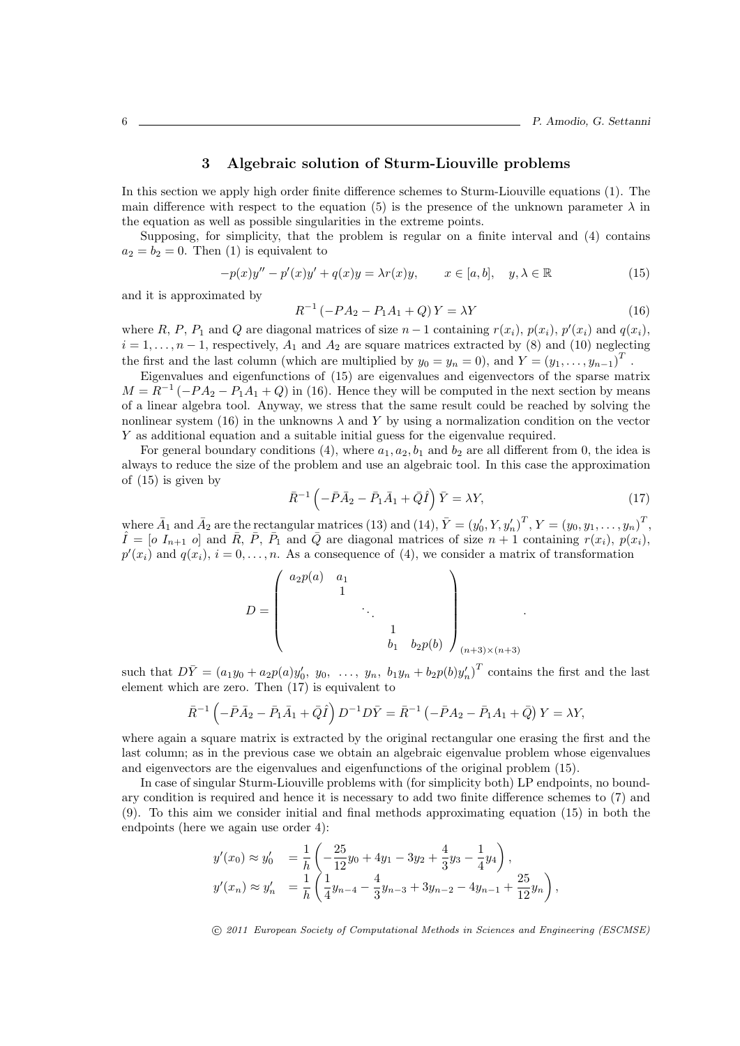## 3 Algebraic solution of Sturm-Liouville problems

In this section we apply high order finite difference schemes to Sturm-Liouville equations (1). The main difference with respect to the equation (5) is the presence of the unknown parameter $\lambda$ in the equation as well as possible singularities in the extreme points.

Supposing, for simplicity, that the problem is regular on a finite interval and (4) contains $a_2 = b_2 = 0$. Then (1) is equivalent to

$$-p(x)y'' - p'(x)y' + q(x)y = \lambda r(x)y, \qquad x \in [a,b], \quad y, \lambda \in \mathbb{R} \tag{15}$$

and it is approximated by

$$R^{-1}\left(-PA_2 - P_1A_1 + Q\right)Y = \lambda Y \tag{16}$$

where $R$, $P$, $P_1$ and $Q$ are diagonal matrices of size $n-1$ containing $r(x_i)$, $p(x_i)$, $p'(x_i)$ and $q(x_i)$, $i = 1, \ldots, n-1$, respectively, $A_1$ and $A_2$ are square matrices extracted by (8) and (10) neglecting the first and the last column (which are multiplied by $y_0 = y_n = 0$), and $Y = (y_1, \ldots, y_{n-1})^T$.

Eigenvalues and eigenfunctions of (15) are eigenvalues and eigenvectors of the sparse matrix $M = R^{-1}(-PA_2 - P_1A_1 + Q)$ in (16). Hence they will be computed in the next section by means of a linear algebra tool. Anyway, we stress that the same result could be reached by solving the nonlinear system (16) in the unknowns $\lambda$ and $Y$ by using a normalization condition on the vector $Y$ as additional equation and a suitable initial guess for the eigenvalue required.

For general boundary conditions (4), where $a_1, a_2, b_1$ and $b_2$ are all different from 0, the idea is always to reduce the size of the problem and use an algebraic tool. In this case the approximation of (15) is given by

$$\bar{R}^{-1}\left(-\bar{P}\bar{A}_2 - \bar{P}_1\bar{A}_1 + \bar{Q}\hat{I}\right)\bar{Y} = \lambda Y, \tag{17}$$

where $\bar{A}_1$ and $\bar{A}_2$ are the rectangular matrices (13) and (14), $\bar{Y} = (y_0', Y, y_n')^T$, $Y = (y_0, y_1, \ldots, y_n)^T$, $\hat{I} = [o \ I_{n+1} \ o]$ and $\bar{R}$, $\bar{P}$, $\bar{P}_1$ and $\bar{Q}$ are diagonal matrices of size $n+1$ containing $r(x_i)$, $p(x_i)$, $p'(x_i)$ and $q(x_i)$, $i = 0, \ldots, n$. As a consequence of (4), we consider a matrix of transformation

$$D = \begin{pmatrix} a_2p(a) & a_1 & & & \\ & 1 & & & \\ & & \ddots & & \\ & & & 1 & \\ & & & b_1 & b_2p(b) \end{pmatrix}_{(n+3)\times(n+3)}.$$

such that $D\bar{Y} = (a_1y_0 + a_2p(a)y_0', \ y_0, \ \ldots, \ y_n, \ b_1y_n + b_2p(b)y_n')^T$ contains the first and the last element which are zero. Then (17) is equivalent to

$$\bar{R}^{-1}\left(-\bar{P}\bar{A}_2 - \bar{P}_1\bar{A}_1 + \bar{Q}\hat{I}\right)D^{-1}D\bar{Y} = \bar{R}^{-1}\left(-\bar{P}A_2 - \bar{P}_1A_1 + \bar{Q}\right)Y = \lambda Y,$$

where again a square matrix is extracted by the original rectangular one erasing the first and the last column; as in the previous case we obtain an algebraic eigenvalue problem whose eigenvalues and eigenvectors are the eigenvalues and eigenfunctions of the original problem (15).

In case of singular Sturm-Liouville problems with (for simplicity both) LP endpoints, no boundary condition is required and hence it is necessary to add two finite difference schemes to (7) and (9). To this aim we consider initial and final methods approximating equation (15) in both the endpoints (here we again use order 4):

$$\begin{aligned} y'(x_0) \approx y_0' &= \frac{1}{h}\left(-\frac{25}{12}y_0 + 4y_1 - 3y_2 + \frac{4}{3}y_3 - \frac{1}{4}y_4\right), \\ y'(x_n) \approx y_n' &= \frac{1}{h}\left(\frac{1}{4}y_{n-4} - \frac{4}{3}y_{n-3} + 3y_{n-2} - 4y_{n-1} + \frac{25}{12}y_n\right), \end{aligned}$$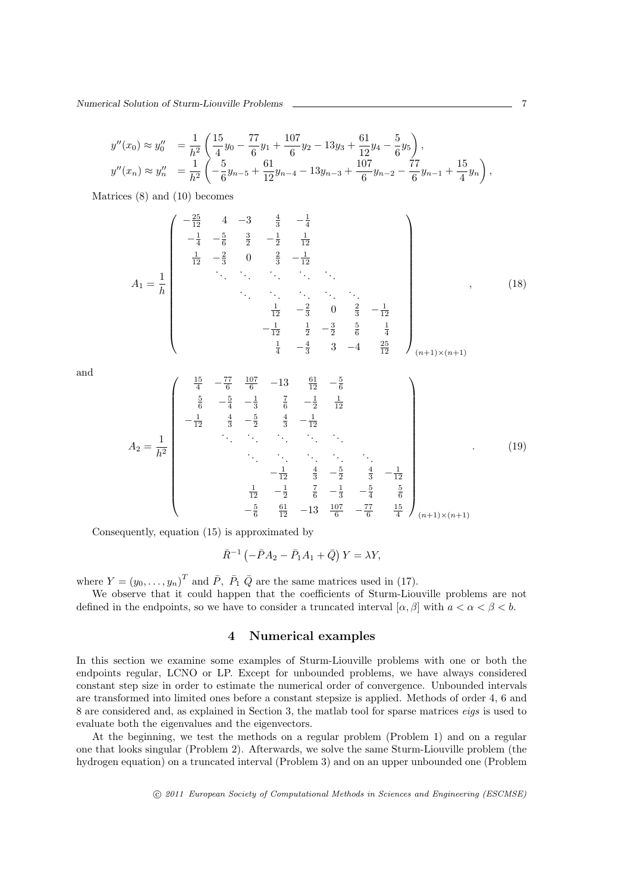$$
\begin{aligned}
y''(x_0) \approx y''_0 &= \frac{1}{h^2}\left(\frac{15}{4}y_0 - \frac{77}{6}y_1 + \frac{107}{6}y_2 - 13y_3 + \frac{61}{12}y_4 - \frac{5}{6}y_5\right), \\
y''(x_n) \approx y''_n &= \frac{1}{h^2}\left(-\frac{5}{6}y_{n-5} + \frac{61}{12}y_{n-4} - 13y_{n-3} + \frac{107}{6}y_{n-2} - \frac{77}{6}y_{n-1} + \frac{15}{4}y_n\right),
\end{aligned}
$$

Matrices (8) and (10) becomes

$$
A_1 = \frac{1}{h}\begin{pmatrix}
-\frac{25}{12} & 4 & -3 & \frac{4}{3} & -\frac{1}{4} & & & & \\
-\frac{1}{4} & -\frac{5}{6} & \frac{3}{2} & -\frac{1}{2} & \frac{1}{12} & & & & \\
\frac{1}{12} & -\frac{2}{3} & 0 & \frac{2}{3} & -\frac{1}{12} & & & & \\
 & \ddots & \ddots & \ddots & \ddots & \ddots & & & \\
 & & \ddots & \ddots & \ddots & \ddots & \ddots & & \\
 & & & & \frac{1}{12} & -\frac{2}{3} & 0 & \frac{2}{3} & -\frac{1}{12} \\
 & & & & -\frac{1}{12} & \frac{1}{2} & -\frac{3}{2} & \frac{5}{6} & \frac{1}{4} \\
 & & & & \frac{1}{4} & -\frac{4}{3} & 3 & -4 & \frac{25}{12}
\end{pmatrix}_{(n+1)\times(n+1)}, \tag{18}
$$

and

$$
A_2 = \frac{1}{h^2}\begin{pmatrix}
\frac{15}{4} & -\frac{77}{6} & \frac{107}{6} & -13 & \frac{61}{12} & -\frac{5}{6} & & & & \\
\frac{5}{6} & -\frac{5}{4} & -\frac{1}{3} & \frac{7}{6} & -\frac{1}{2} & \frac{1}{12} & & & & \\
-\frac{1}{12} & \frac{4}{3} & -\frac{5}{2} & \frac{4}{3} & -\frac{1}{12} & & & & & \\
 & \ddots & \ddots & \ddots & \ddots & \ddots & & & & \\
 & & & \ddots & \ddots & \ddots & \ddots & \ddots & & \\
 & & & & & -\frac{1}{12} & \frac{4}{3} & -\frac{5}{2} & \frac{4}{3} & -\frac{1}{12} \\
 & & & & \frac{1}{12} & -\frac{1}{2} & \frac{7}{6} & -\frac{1}{3} & -\frac{5}{4} & \frac{5}{6} \\
 & & & & -\frac{5}{6} & \frac{61}{12} & -13 & \frac{107}{6} & -\frac{77}{6} & \frac{15}{4}
\end{pmatrix}_{(n+1)\times(n+1)}. \tag{19}
$$

Consequently, equation (15) is approximated by

$$
\bar{R}^{-1}\left(-\bar{P}A_2 - \bar{P}_1 A_1 + \bar{Q}\right)Y = \lambda Y,
$$

where $Y = (y_0, \ldots, y_n)^T$ and $\bar{P},\ \bar{P}_1\ \bar{Q}$ are the same matrices used in (17).

We observe that it could happen that the coefficients of Sturm-Liouville problems are not defined in the endpoints, so we have to consider a truncated interval $[\alpha, \beta]$ with $a < \alpha < \beta < b$.

## 4 Numerical examples

In this section we examine some examples of Sturm-Liouville problems with one or both the endpoints regular, LCNO or LP. Except for unbounded problems, we have always considered constant step size in order to estimate the numerical order of convergence. Unbounded intervals are transformed into limited ones before a constant stepsize is applied. Methods of order 4, 6 and 8 are considered and, as explained in Section 3, the matlab tool for sparse matrices *eigs* is used to evaluate both the eigenvalues and the eigenvectors.

At the beginning, we test the methods on a regular problem (Problem 1) and on a regular one that looks singular (Problem 2). Afterwards, we solve the same Sturm-Liouville problem (the hydrogen equation) on a truncated interval (Problem 3) and on an upper unbounded one (Problem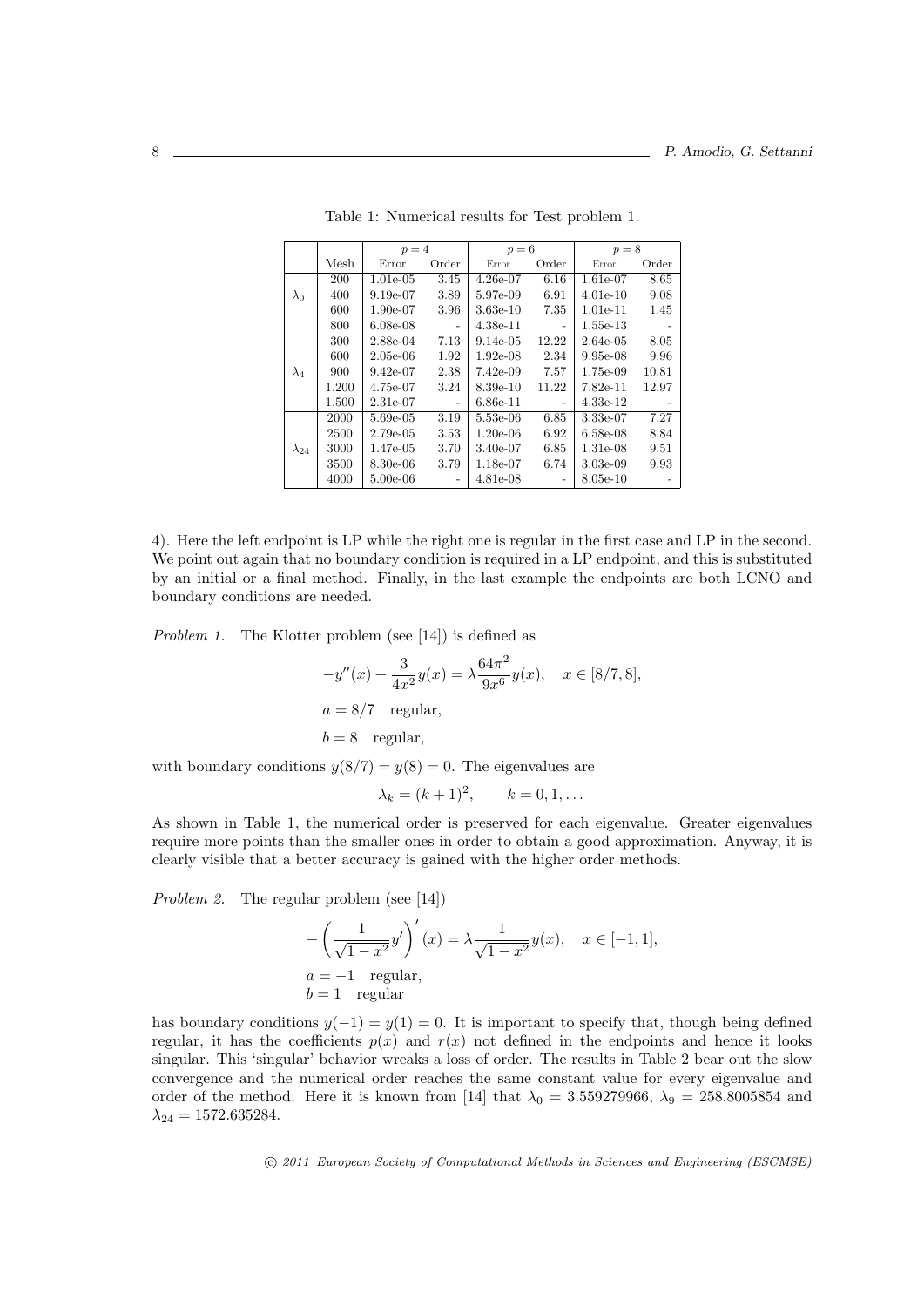Table 1: Numerical results for Test problem 1.

| | | $p=4$ | | $p=6$ | | $p=8$ | |
|---|---|---|---|---|---|---|---|
| | Mesh | Error | Order | Error | Order | Error | Order |
| $\lambda_0$ | 200 | 1.01e-05 | 3.45 | 4.26e-07 | 6.16 | 1.61e-07 | 8.65 |
| | 400 | 9.19e-07 | 3.89 | 5.97e-09 | 6.91 | 4.01e-10 | 9.08 |
| | 600 | 1.90e-07 | 3.96 | 3.63e-10 | 7.35 | 1.01e-11 | 1.45 |
| | 800 | 6.08e-08 | - | 4.38e-11 | - | 1.55e-13 | - |
| $\lambda_4$ | 300 | 2.88e-04 | 7.13 | 9.14e-05 | 12.22 | 2.64e-05 | 8.05 |
| | 600 | 2.05e-06 | 1.92 | 1.92e-08 | 2.34 | 9.95e-08 | 9.96 |
| | 900 | 9.42e-07 | 2.38 | 7.42e-09 | 7.57 | 1.75e-09 | 10.81 |
| | 1.200 | 4.75e-07 | 3.24 | 8.39e-10 | 11.22 | 7.82e-11 | 12.97 |
| | 1.500 | 2.31e-07 | - | 6.86e-11 | - | 4.33e-12 | - |
| $\lambda_{24}$ | 2000 | 5.69e-05 | 3.19 | 5.53e-06 | 6.85 | 3.33e-07 | 7.27 |
| | 2500 | 2.79e-05 | 3.53 | 1.20e-06 | 6.92 | 6.58e-08 | 8.84 |
| | 3000 | 1.47e-05 | 3.70 | 3.40e-07 | 6.85 | 1.31e-08 | 9.51 |
| | 3500 | 8.30e-06 | 3.79 | 1.18e-07 | 6.74 | 3.03e-09 | 9.93 |
| | 4000 | 5.00e-06 | - | 4.81e-08 | - | 8.05e-10 | - |

4). Here the left endpoint is LP while the right one is regular in the first case and LP in the second. We point out again that no boundary condition is required in a LP endpoint, and this is substituted by an initial or a final method. Finally, in the last example the endpoints are both LCNO and boundary conditions are needed.

*Problem 1.* The Klotter problem (see [14]) is defined as

$$-y''(x) + \frac{3}{4x^2}y(x) = \lambda \frac{64\pi^2}{9x^6}y(x), \quad x \in [8/7, 8],$$

$a = 8/7$ regular,

$b = 8$ regular,

with boundary conditions $y(8/7) = y(8) = 0$. The eigenvalues are

$$\lambda_k = (k+1)^2, \qquad k = 0, 1, \ldots$$

As shown in Table 1, the numerical order is preserved for each eigenvalue. Greater eigenvalues require more points than the smaller ones in order to obtain a good approximation. Anyway, it is clearly visible that a better accuracy is gained with the higher order methods.

*Problem 2.* The regular problem (see [14])

$$-\left(\frac{1}{\sqrt{1-x^2}}y'\right)'(x) = \lambda \frac{1}{\sqrt{1-x^2}}y(x), \quad x \in [-1, 1],$$

$a = -1$ regular,

$b = 1$ regular

has boundary conditions $y(-1) = y(1) = 0$. It is important to specify that, though being defined regular, it has the coefficients $p(x)$ and $r(x)$ not defined in the endpoints and hence it looks singular. This 'singular' behavior wreaks a loss of order. The results in Table 2 bear out the slow convergence and the numerical order reaches the same constant value for every eigenvalue and order of the method. Here it is known from [14] that $\lambda_0 = 3.559279966$, $\lambda_9 = 258.8005854$ and $\lambda_{24} = 1572.635284$.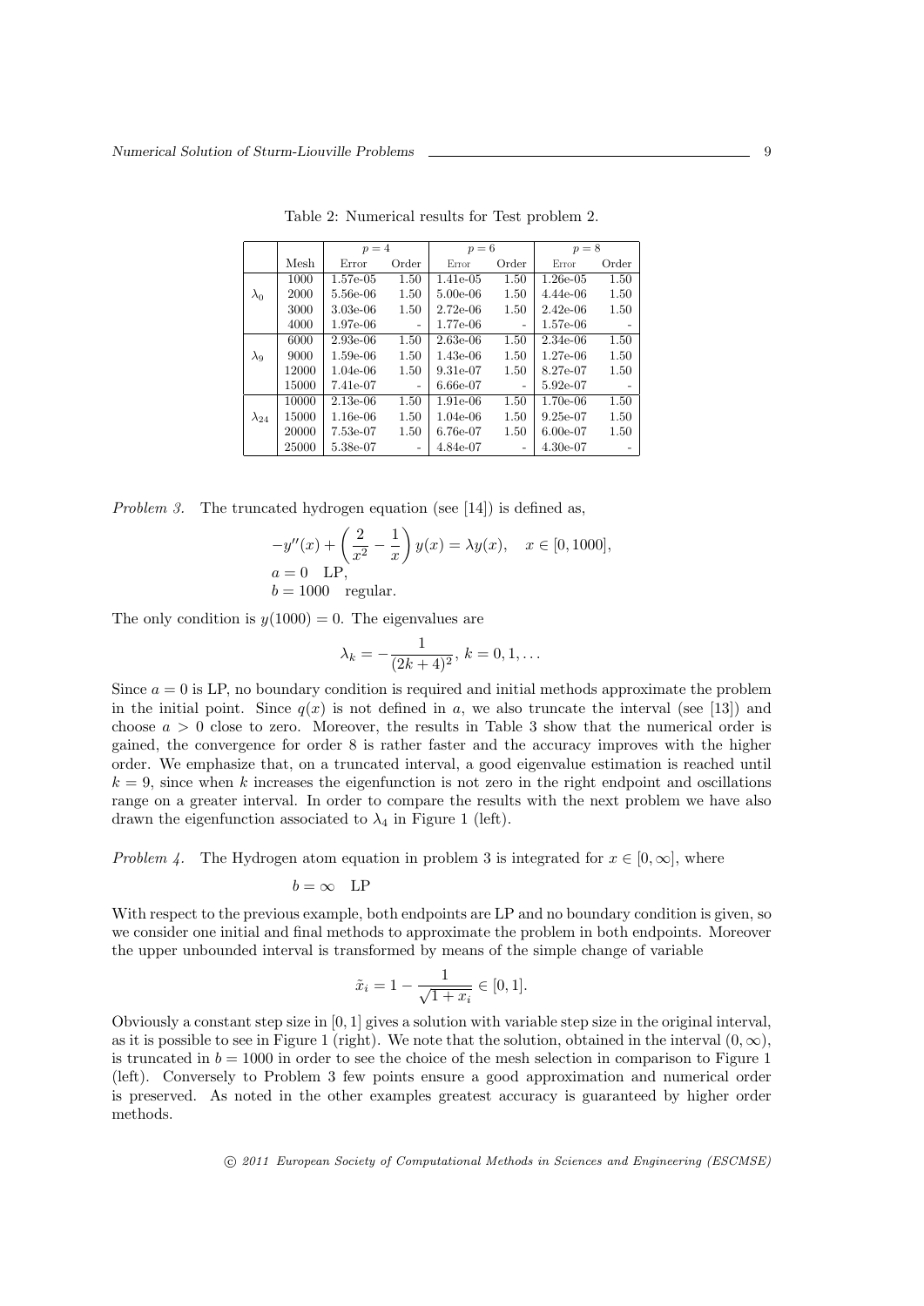Table 2: Numerical results for Test problem 2.

| | | $p=4$ | | $p=6$ | | $p=8$ | |
|---|---|---|---|---|---|---|---|
| | Mesh | Error | Order | Error | Order | Error | Order |
| $\lambda_0$ | 1000 | 1.57e-05 | 1.50 | 1.41e-05 | 1.50 | 1.26e-05 | 1.50 |
| | 2000 | 5.56e-06 | 1.50 | 5.00e-06 | 1.50 | 4.44e-06 | 1.50 |
| | 3000 | 3.03e-06 | 1.50 | 2.72e-06 | 1.50 | 2.42e-06 | 1.50 |
| | 4000 | 1.97e-06 | - | 1.77e-06 | - | 1.57e-06 | - |
| $\lambda_9$ | 6000 | 2.93e-06 | 1.50 | 2.63e-06 | 1.50 | 2.34e-06 | 1.50 |
| | 9000 | 1.59e-06 | 1.50 | 1.43e-06 | 1.50 | 1.27e-06 | 1.50 |
| | 12000 | 1.04e-06 | 1.50 | 9.31e-07 | 1.50 | 8.27e-07 | 1.50 |
| | 15000 | 7.41e-07 | - | 6.66e-07 | - | 5.92e-07 | - |
| $\lambda_{24}$ | 10000 | 2.13e-06 | 1.50 | 1.91e-06 | 1.50 | 1.70e-06 | 1.50 |
| | 15000 | 1.16e-06 | 1.50 | 1.04e-06 | 1.50 | 9.25e-07 | 1.50 |
| | 20000 | 7.53e-07 | 1.50 | 6.76e-07 | 1.50 | 6.00e-07 | 1.50 |
| | 25000 | 5.38e-07 | - | 4.84e-07 | - | 4.30e-07 | - |

*Problem 3.* The truncated hydrogen equation (see [14]) is defined as,

$$-y''(x) + \left(\frac{2}{x^2} - \frac{1}{x}\right) y(x) = \lambda y(x), \quad x \in [0, 1000],$$
$$a = 0 \quad \text{LP},$$
$$b = 1000 \quad \text{regular}.$$

The only condition is $y(1000) = 0$. The eigenvalues are

$$\lambda_k = -\frac{1}{(2k+4)^2},\ k = 0, 1, \ldots$$

Since $a = 0$ is LP, no boundary condition is required and initial methods approximate the problem in the initial point. Since $q(x)$ is not defined in $a$, we also truncate the interval (see [13]) and choose $a > 0$ close to zero. Moreover, the results in Table 3 show that the numerical order is gained, the convergence for order 8 is rather faster and the accuracy improves with the higher order. We emphasize that, on a truncated interval, a good eigenvalue estimation is reached until $k = 9$, since when $k$ increases the eigenfunction is not zero in the right endpoint and oscillations range on a greater interval. In order to compare the results with the next problem we have also drawn the eigenfunction associated to $\lambda_4$ in Figure 1 (left).

*Problem 4.* The Hydrogen atom equation in problem 3 is integrated for $x \in [0, \infty]$, where

$$b = \infty \quad \text{LP}$$

With respect to the previous example, both endpoints are LP and no boundary condition is given, so we consider one initial and final methods to approximate the problem in both endpoints. Moreover the upper unbounded interval is transformed by means of the simple change of variable

$$\tilde{x}_i = 1 - \frac{1}{\sqrt{1 + x_i}} \in [0, 1].$$

Obviously a constant step size in $[0, 1]$ gives a solution with variable step size in the original interval, as it is possible to see in Figure 1 (right). We note that the solution, obtained in the interval $(0, \infty)$, is truncated in $b = 1000$ in order to see the choice of the mesh selection in comparison to Figure 1 (left). Conversely to Problem 3 few points ensure a good approximation and numerical order is preserved. As noted in the other examples greatest accuracy is guaranteed by higher order methods.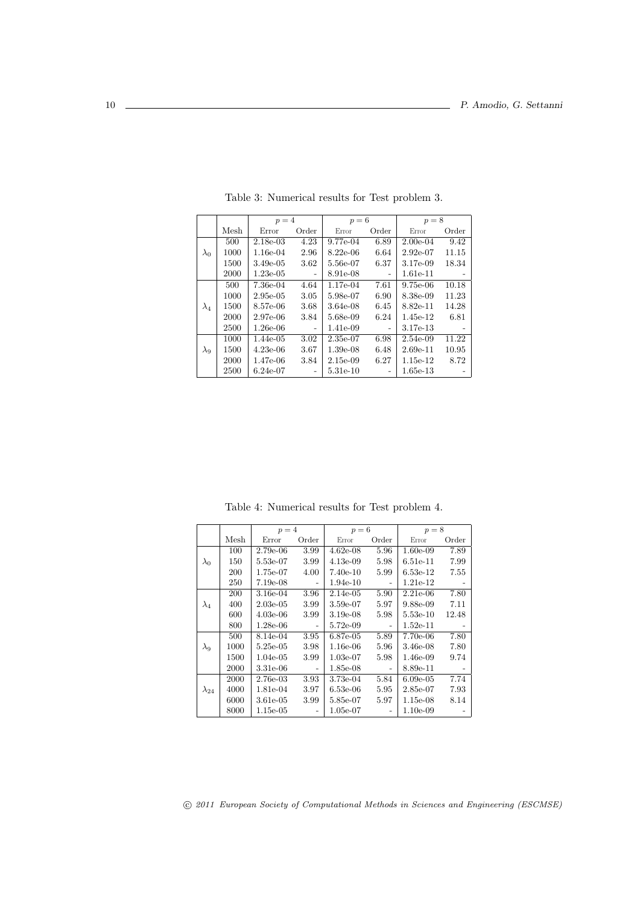Table 3: Numerical results for Test problem 3.

| | | $p=4$ | | $p=6$ | | $p=8$ | |
|---|---|---|---|---|---|---|---|
| | Mesh | Error | Order | Error | Order | Error | Order |
| $\lambda_0$ | 500 | 2.18e-03 | 4.23 | 9.77e-04 | 6.89 | 2.00e-04 | 9.42 |
| | 1000 | 1.16e-04 | 2.96 | 8.22e-06 | 6.64 | 2.92e-07 | 11.15 |
| | 1500 | 3.49e-05 | 3.62 | 5.56e-07 | 6.37 | 3.17e-09 | 18.34 |
| | 2000 | 1.23e-05 | - | 8.91e-08 | - | 1.61e-11 | - |
| $\lambda_4$ | 500 | 7.36e-04 | 4.64 | 1.17e-04 | 7.61 | 9.75e-06 | 10.18 |
| | 1000 | 2.95e-05 | 3.05 | 5.98e-07 | 6.90 | 8.38e-09 | 11.23 |
| | 1500 | 8.57e-06 | 3.68 | 3.64e-08 | 6.45 | 8.82e-11 | 14.28 |
| | 2000 | 2.97e-06 | 3.84 | 5.68e-09 | 6.24 | 1.45e-12 | 6.81 |
| | 2500 | 1.26e-06 | - | 1.41e-09 | - | 3.17e-13 | - |
| $\lambda_9$ | 1000 | 1.44e-05 | 3.02 | 2.35e-07 | 6.98 | 2.54e-09 | 11.22 |
| | 1500 | 4.23e-06 | 3.67 | 1.39e-08 | 6.48 | 2.69e-11 | 10.95 |
| | 2000 | 1.47e-06 | 3.84 | 2.15e-09 | 6.27 | 1.15e-12 | 8.72 |
| | 2500 | 6.24e-07 | - | 5.31e-10 | - | 1.65e-13 | - |

Table 4: Numerical results for Test problem 4.

| | | $p=4$ | | $p=6$ | | $p=8$ | |
|---|---|---|---|---|---|---|---|
| | Mesh | Error | Order | Error | Order | Error | Order |
| $\lambda_0$ | 100 | 2.79e-06 | 3.99 | 4.62e-08 | 5.96 | 1.60e-09 | 7.89 |
| | 150 | 5.53e-07 | 3.99 | 4.13e-09 | 5.98 | 6.51e-11 | 7.99 |
| | 200 | 1.75e-07 | 4.00 | 7.40e-10 | 5.99 | 6.53e-12 | 7.55 |
| | 250 | 7.19e-08 | - | 1.94e-10 | - | 1.21e-12 | - |
| $\lambda_4$ | 200 | 3.16e-04 | 3.96 | 2.14e-05 | 5.90 | 2.21e-06 | 7.80 |
| | 400 | 2.03e-05 | 3.99 | 3.59e-07 | 5.97 | 9.88e-09 | 7.11 |
| | 600 | 4.03e-06 | 3.99 | 3.19e-08 | 5.98 | 5.53e-10 | 12.48 |
| | 800 | 1.28e-06 | - | 5.72e-09 | - | 1.52e-11 | - |
| $\lambda_9$ | 500 | 8.14e-04 | 3.95 | 6.87e-05 | 5.89 | 7.70e-06 | 7.80 |
| | 1000 | 5.25e-05 | 3.98 | 1.16e-06 | 5.96 | 3.46e-08 | 7.80 |
| | 1500 | 1.04e-05 | 3.99 | 1.03e-07 | 5.98 | 1.46e-09 | 9.74 |
| | 2000 | 3.31e-06 | - | 1.85e-08 | - | 8.89e-11 | - |
| $\lambda_{24}$ | 2000 | 2.76e-03 | 3.93 | 3.73e-04 | 5.84 | 6.09e-05 | 7.74 |
| | 4000 | 1.81e-04 | 3.97 | 6.53e-06 | 5.95 | 2.85e-07 | 7.93 |
| | 6000 | 3.61e-05 | 3.99 | 5.85e-07 | 5.97 | 1.15e-08 | 8.14 |
| | 8000 | 1.15e-05 | - | 1.05e-07 | - | 1.10e-09 | - |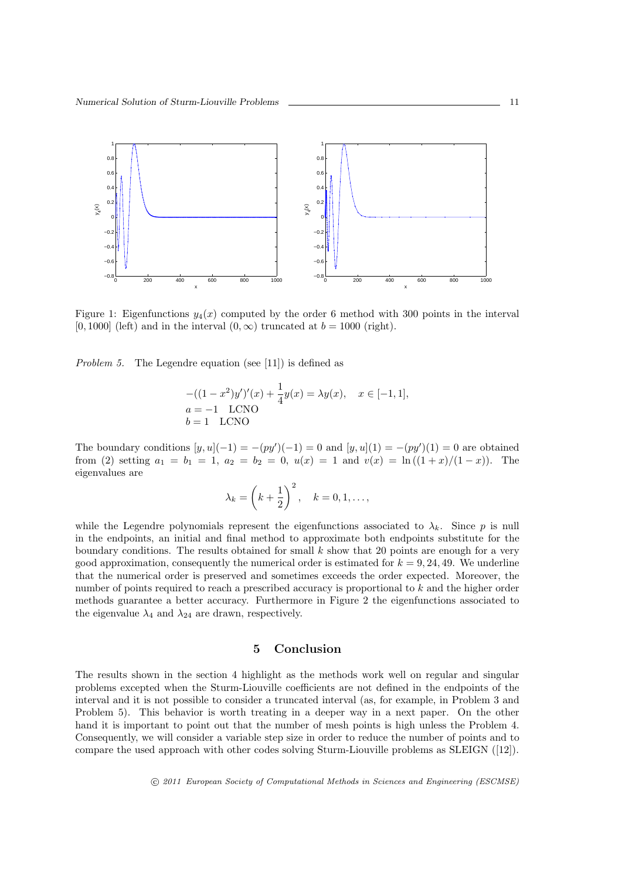Figure 1: Eigenfunctions $y_4(x)$ computed by the order 6 method with 300 points in the interval $[0, 1000]$ (left) and in the interval $(0, \infty)$ truncated at $b = 1000$ (right).

*Problem 5.* The Legendre equation (see [11]) is defined as

$$
\begin{aligned}
&-((1-x^2)y')'(x) + \frac{1}{4}y(x) = \lambda y(x), \quad x \in [-1, 1], \\
&a = -1 \quad \text{LCNO} \\
&b = 1 \quad \text{LCNO}
\end{aligned}
$$

The boundary conditions $[y, u](-1) = -(py')(-1) = 0$ and $[y, u](1) = -(py')(1) = 0$ are obtained from (2) setting $a_1 = b_1 = 1$, $a_2 = b_2 = 0$, $u(x) = 1$ and $v(x) = \ln((1+x)/(1-x))$. The eigenvalues are

$$
\lambda_k = \left(k + \frac{1}{2}\right)^2, \quad k = 0, 1, \ldots,
$$

while the Legendre polynomials represent the eigenfunctions associated to $\lambda_k$. Since $p$ is null in the endpoints, an initial and final method to approximate both endpoints substitute for the boundary conditions. The results obtained for small $k$ show that 20 points are enough for a very good approximation, consequently the numerical order is estimated for $k = 9, 24, 49$. We underline that the numerical order is preserved and sometimes exceeds the order expected. Moreover, the number of points required to reach a prescribed accuracy is proportional to $k$ and the higher order methods guarantee a better accuracy. Furthermore in Figure 2 the eigenfunctions associated to the eigenvalue $\lambda_4$ and $\lambda_{24}$ are drawn, respectively.

## 5 Conclusion

The results shown in the section 4 highlight as the methods work well on regular and singular problems excepted when the Sturm-Liouville coefficients are not defined in the endpoints of the interval and it is not possible to consider a truncated interval (as, for example, in Problem 3 and Problem 5). This behavior is worth treating in a deeper way in a next paper. On the other hand it is important to point out that the number of mesh points is high unless the Problem 4. Consequently, we will consider a variable step size in order to reduce the number of points and to compare the used approach with other codes solving Sturm-Liouville problems as SLEIGN ([12]).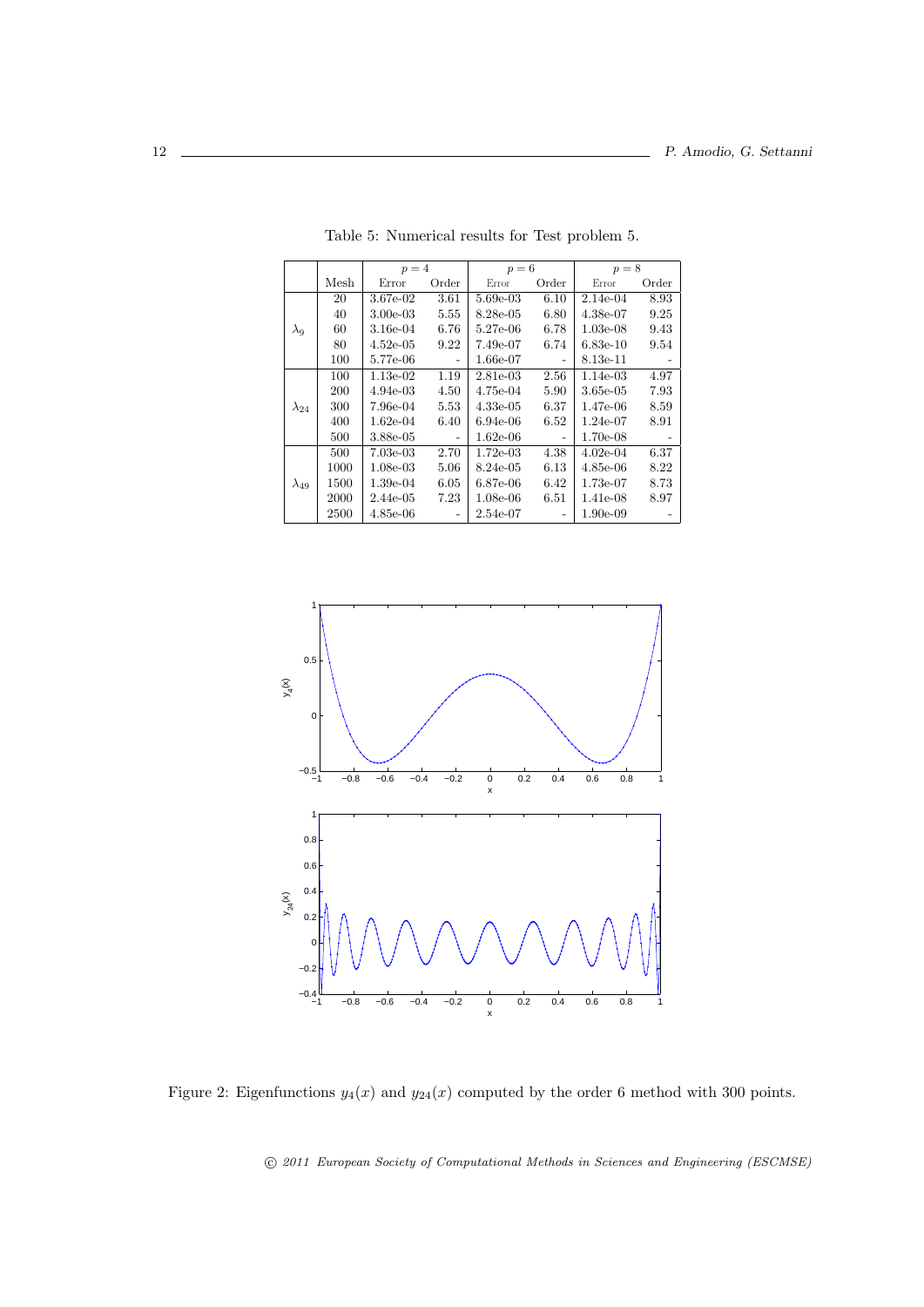Table 5: Numerical results for Test problem 5.

| | Mesh | $p=4$ Error | Order | $p=6$ Error | Order | $p=8$ Error | Order |
|---|---|---|---|---|---|---|---|
| $\lambda_9$ | 20 | 3.67e-02 | 3.61 | 5.69e-03 | 6.10 | 2.14e-04 | 8.93 |
| | 40 | 3.00e-03 | 5.55 | 8.28e-05 | 6.80 | 4.38e-07 | 9.25 |
| | 60 | 3.16e-04 | 6.76 | 5.27e-06 | 6.78 | 1.03e-08 | 9.43 |
| | 80 | 4.52e-05 | 9.22 | 7.49e-07 | 6.74 | 6.83e-10 | 9.54 |
| | 100 | 5.77e-06 | - | 1.66e-07 | - | 8.13e-11 | - |
| $\lambda_{24}$ | 100 | 1.13e-02 | 1.19 | 2.81e-03 | 2.56 | 1.14e-03 | 4.97 |
| | 200 | 4.94e-03 | 4.50 | 4.75e-04 | 5.90 | 3.65e-05 | 7.93 |
| | 300 | 7.96e-04 | 5.53 | 4.33e-05 | 6.37 | 1.47e-06 | 8.59 |
| | 400 | 1.62e-04 | 6.40 | 6.94e-06 | 6.52 | 1.24e-07 | 8.91 |
| | 500 | 3.88e-05 | - | 1.62e-06 | - | 1.70e-08 | - |
| $\lambda_{49}$ | 500 | 7.03e-03 | 2.70 | 1.72e-03 | 4.38 | 4.02e-04 | 6.37 |
| | 1000 | 1.08e-03 | 5.06 | 8.24e-05 | 6.13 | 4.85e-06 | 8.22 |
| | 1500 | 1.39e-04 | 6.05 | 6.87e-06 | 6.42 | 1.73e-07 | 8.73 |
| | 2000 | 2.44e-05 | 7.23 | 1.08e-06 | 6.51 | 1.41e-08 | 8.97 |
| | 2500 | 4.85e-06 | - | 2.54e-07 | - | 1.90e-09 | - |

Figure 2: Eigenfunctions $y_4(x)$ and $y_{24}(x)$ computed by the order 6 method with 300 points.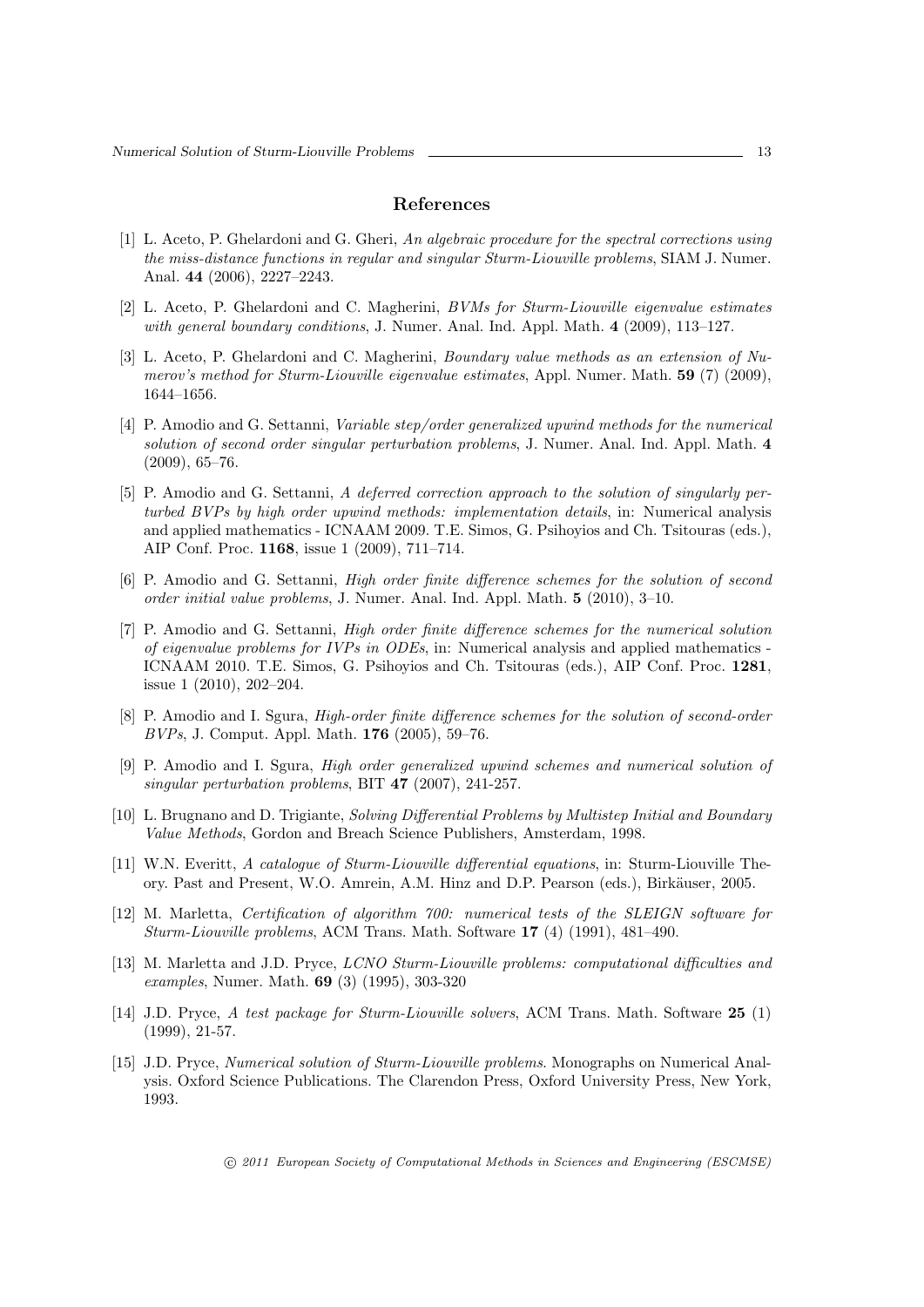## References

[1] L. Aceto, P. Ghelardoni and G. Gheri, *An algebraic procedure for the spectral corrections using the miss-distance functions in regular and singular Sturm-Liouville problems*, SIAM J. Numer. Anal. **44** (2006), 2227–2243.

[2] L. Aceto, P. Ghelardoni and C. Magherini, *BVMs for Sturm-Liouville eigenvalue estimates with general boundary conditions*, J. Numer. Anal. Ind. Appl. Math. **4** (2009), 113–127.

[3] L. Aceto, P. Ghelardoni and C. Magherini, *Boundary value methods as an extension of Numerov's method for Sturm-Liouville eigenvalue estimates*, Appl. Numer. Math. **59** (7) (2009), 1644–1656.

[4] P. Amodio and G. Settanni, *Variable step/order generalized upwind methods for the numerical solution of second order singular perturbation problems*, J. Numer. Anal. Ind. Appl. Math. **4** (2009), 65–76.

[5] P. Amodio and G. Settanni, *A deferred correction approach to the solution of singularly perturbed BVPs by high order upwind methods: implementation details*, in: Numerical analysis and applied mathematics - ICNAAM 2009. T.E. Simos, G. Psihoyios and Ch. Tsitouras (eds.), AIP Conf. Proc. **1168**, issue 1 (2009), 711–714.

[6] P. Amodio and G. Settanni, *High order finite difference schemes for the solution of second order initial value problems*, J. Numer. Anal. Ind. Appl. Math. **5** (2010), 3–10.

[7] P. Amodio and G. Settanni, *High order finite difference schemes for the numerical solution of eigenvalue problems for IVPs in ODEs*, in: Numerical analysis and applied mathematics - ICNAAM 2010. T.E. Simos, G. Psihoyios and Ch. Tsitouras (eds.), AIP Conf. Proc. **1281**, issue 1 (2010), 202–204.

[8] P. Amodio and I. Sgura, *High-order finite difference schemes for the solution of second-order BVPs*, J. Comput. Appl. Math. **176** (2005), 59–76.

[9] P. Amodio and I. Sgura, *High order generalized upwind schemes and numerical solution of singular perturbation problems*, BIT **47** (2007), 241-257.

[10] L. Brugnano and D. Trigiante, *Solving Differential Problems by Multistep Initial and Boundary Value Methods*, Gordon and Breach Science Publishers, Amsterdam, 1998.

[11] W.N. Everitt, *A catalogue of Sturm-Liouville differential equations*, in: Sturm-Liouville Theory. Past and Present, W.O. Amrein, A.M. Hinz and D.P. Pearson (eds.), Birkäuser, 2005.

[12] M. Marletta, *Certification of algorithm 700: numerical tests of the SLEIGN software for Sturm-Liouville problems*, ACM Trans. Math. Software **17** (4) (1991), 481–490.

[13] M. Marletta and J.D. Pryce, *LCNO Sturm-Liouville problems: computational difficulties and examples*, Numer. Math. **69** (3) (1995), 303-320

[14] J.D. Pryce, *A test package for Sturm-Liouville solvers*, ACM Trans. Math. Software **25** (1) (1999), 21-57.

[15] J.D. Pryce, *Numerical solution of Sturm-Liouville problems*. Monographs on Numerical Analysis. Oxford Science Publications. The Clarendon Press, Oxford University Press, New York, 1993.